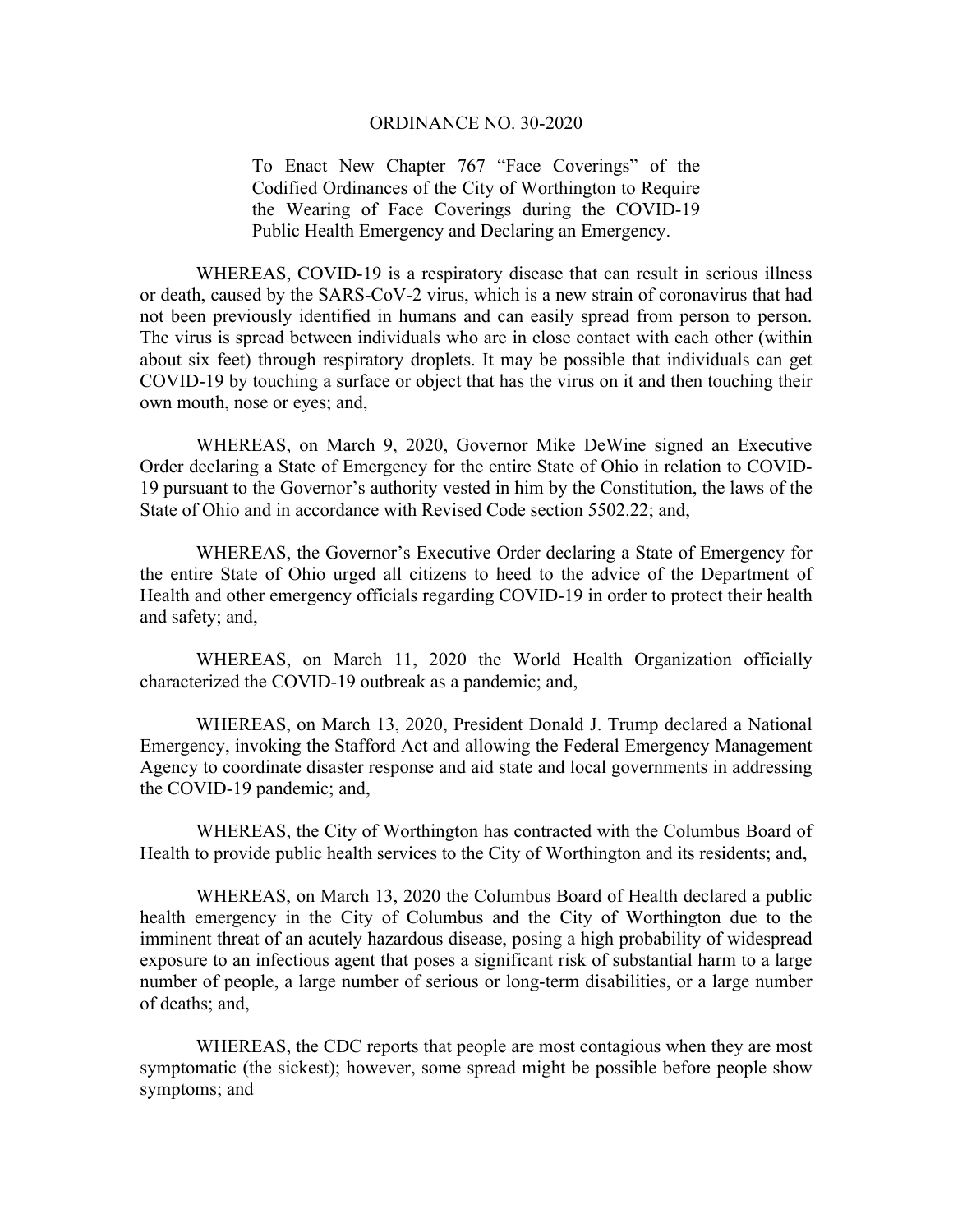# ORDINANCE NO. 30-2020

To Enact New Chapter 767 "Face Coverings" of the Codified Ordinances of the City of Worthington to Require the Wearing of Face Coverings during the COVID-19 Public Health Emergency and Declaring an Emergency.

WHEREAS, COVID-19 is a respiratory disease that can result in serious illness or death, caused by the SARS-CoV-2 virus, which is a new strain of coronavirus that had not been previously identified in humans and can easily spread from person to person. The virus is spread between individuals who are in close contact with each other (within about six feet) through respiratory droplets. It may be possible that individuals can get COVID-19 by touching a surface or object that has the virus on it and then touching their own mouth, nose or eyes; and,

WHEREAS, on March 9, 2020, Governor Mike DeWine signed an Executive Order declaring a State of Emergency for the entire State of Ohio in relation to COVID-19 pursuant to the Governor's authority vested in him by the Constitution, the laws of the State of Ohio and in accordance with Revised Code section 5502.22; and,

WHEREAS, the Governor's Executive Order declaring a State of Emergency for the entire State of Ohio urged all citizens to heed to the advice of the Department of Health and other emergency officials regarding COVID-19 in order to protect their health and safety; and,

WHEREAS, on March 11, 2020 the World Health Organization officially characterized the COVID-19 outbreak as a pandemic; and,

WHEREAS, on March 13, 2020, President Donald J. Trump declared a National Emergency, invoking the Stafford Act and allowing the Federal Emergency Management Agency to coordinate disaster response and aid state and local governments in addressing the COVID-19 pandemic; and,

WHEREAS, the City of Worthington has contracted with the Columbus Board of Health to provide public health services to the City of Worthington and its residents; and,

WHEREAS, on March 13, 2020 the Columbus Board of Health declared a public health emergency in the City of Columbus and the City of Worthington due to the imminent threat of an acutely hazardous disease, posing a high probability of widespread exposure to an infectious agent that poses a significant risk of substantial harm to a large number of people, a large number of serious or long-term disabilities, or a large number of deaths; and,

WHEREAS, the CDC reports that people are most contagious when they are most symptomatic (the sickest); however, some spread might be possible before people show symptoms; and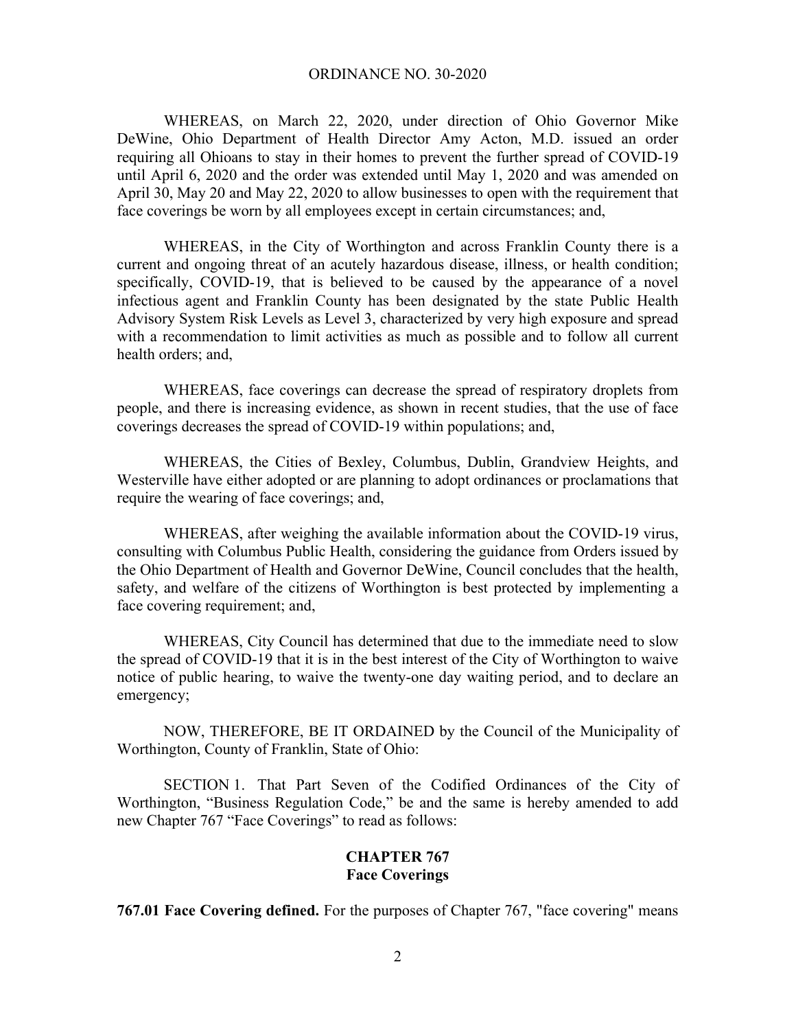ORDINANCE NO. 30-2020

WHEREAS, on March 22, 2020, under direction of Ohio Governor Mike DeWine, Ohio Department of Health Director Amy Acton, M.D. issued an order requiring all Ohioans to stay in their homes to prevent the further spread of COVID-19 until April 6, 2020 and the order was extended until May 1, 2020 and was amended on April 30, May 20 and May 22, 2020 to allow businesses to open with the requirement that face coverings be worn by all employees except in certain circumstances; and,

WHEREAS, in the City of Worthington and across Franklin County there is a current and ongoing threat of an acutely hazardous disease, illness, or health condition; specifically, COVID-19, that is believed to be caused by the appearance of a novel infectious agent and Franklin County has been designated by the state Public Health Advisory System Risk Levels as Level 3, characterized by very high exposure and spread with a recommendation to limit activities as much as possible and to follow all current health orders; and,

WHEREAS, face coverings can decrease the spread of respiratory droplets from people, and there is increasing evidence, as shown in recent studies, that the use of face coverings decreases the spread of COVID-19 within populations; and,

WHEREAS, the Cities of Bexley, Columbus, Dublin, Grandview Heights, and Westerville have either adopted or are planning to adopt ordinances or proclamations that require the wearing of face coverings; and,

WHEREAS, after weighing the available information about the COVID-19 virus, consulting with Columbus Public Health, considering the guidance from Orders issued by the Ohio Department of Health and Governor DeWine, Council concludes that the health, safety, and welfare of the citizens of Worthington is best protected by implementing a face covering requirement; and,

WHEREAS, City Council has determined that due to the immediate need to slow the spread of COVID-19 that it is in the best interest of the City of Worthington to waive notice of public hearing, to waive the twenty-one day waiting period, and to declare an emergency;

NOW, THEREFORE, BE IT ORDAINED by the Council of the Municipality of Worthington, County of Franklin, State of Ohio:

SECTION 1. That Part Seven of the Codified Ordinances of the City of Worthington, "Business Regulation Code," be and the same is hereby amended to add new Chapter 767 "Face Coverings" to read as follows:

## CHAPTER 767
## Face Coverings

**767.01 Face Covering defined.** For the purposes of Chapter 767, "face covering" means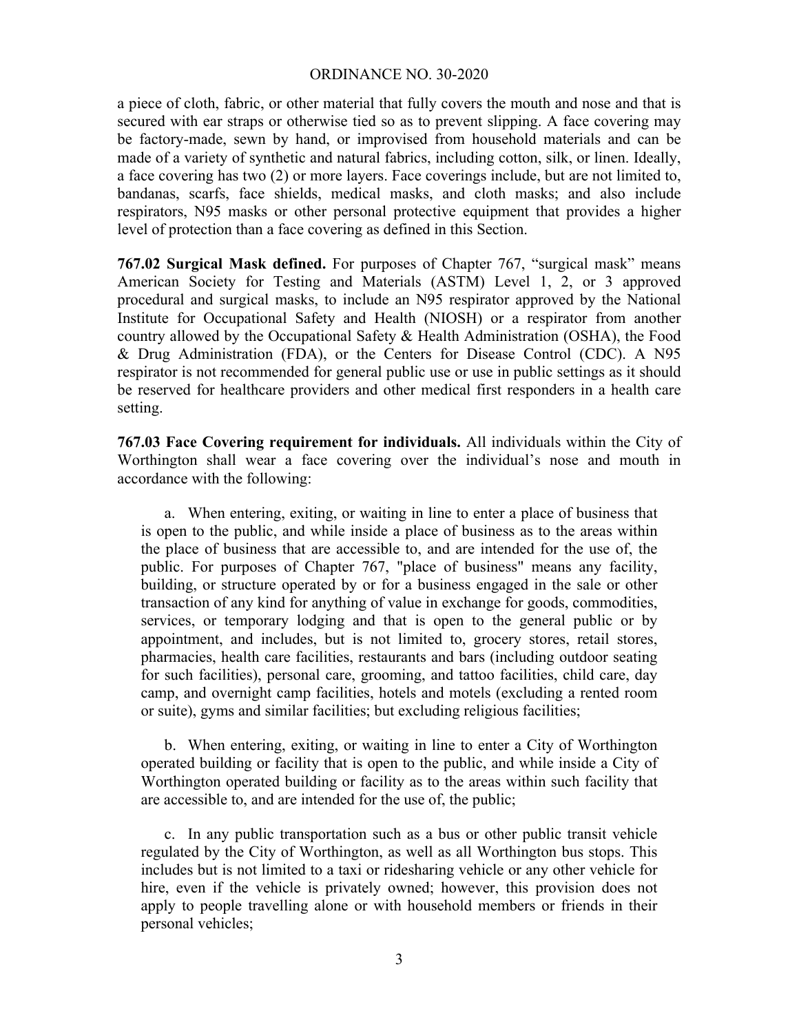a piece of cloth, fabric, or other material that fully covers the mouth and nose and that is secured with ear straps or otherwise tied so as to prevent slipping. A face covering may be factory-made, sewn by hand, or improvised from household materials and can be made of a variety of synthetic and natural fabrics, including cotton, silk, or linen. Ideally, a face covering has two (2) or more layers. Face coverings include, but are not limited to, bandanas, scarfs, face shields, medical masks, and cloth masks; and also include respirators, N95 masks or other personal protective equipment that provides a higher level of protection than a face covering as defined in this Section.

**767.02 Surgical Mask defined.** For purposes of Chapter 767, "surgical mask" means American Society for Testing and Materials (ASTM) Level 1, 2, or 3 approved procedural and surgical masks, to include an N95 respirator approved by the National Institute for Occupational Safety and Health (NIOSH) or a respirator from another country allowed by the Occupational Safety & Health Administration (OSHA), the Food & Drug Administration (FDA), or the Centers for Disease Control (CDC). A N95 respirator is not recommended for general public use or use in public settings as it should be reserved for healthcare providers and other medical first responders in a health care setting.

**767.03 Face Covering requirement for individuals.** All individuals within the City of Worthington shall wear a face covering over the individual's nose and mouth in accordance with the following:

a. When entering, exiting, or waiting in line to enter a place of business that is open to the public, and while inside a place of business as to the areas within the place of business that are accessible to, and are intended for the use of, the public. For purposes of Chapter 767, "place of business" means any facility, building, or structure operated by or for a business engaged in the sale or other transaction of any kind for anything of value in exchange for goods, commodities, services, or temporary lodging and that is open to the general public or by appointment, and includes, but is not limited to, grocery stores, retail stores, pharmacies, health care facilities, restaurants and bars (including outdoor seating for such facilities), personal care, grooming, and tattoo facilities, child care, day camp, and overnight camp facilities, hotels and motels (excluding a rented room or suite), gyms and similar facilities; but excluding religious facilities;

b. When entering, exiting, or waiting in line to enter a City of Worthington operated building or facility that is open to the public, and while inside a City of Worthington operated building or facility as to the areas within such facility that are accessible to, and are intended for the use of, the public;

c. In any public transportation such as a bus or other public transit vehicle regulated by the City of Worthington, as well as all Worthington bus stops. This includes but is not limited to a taxi or ridesharing vehicle or any other vehicle for hire, even if the vehicle is privately owned; however, this provision does not apply to people travelling alone or with household members or friends in their personal vehicles;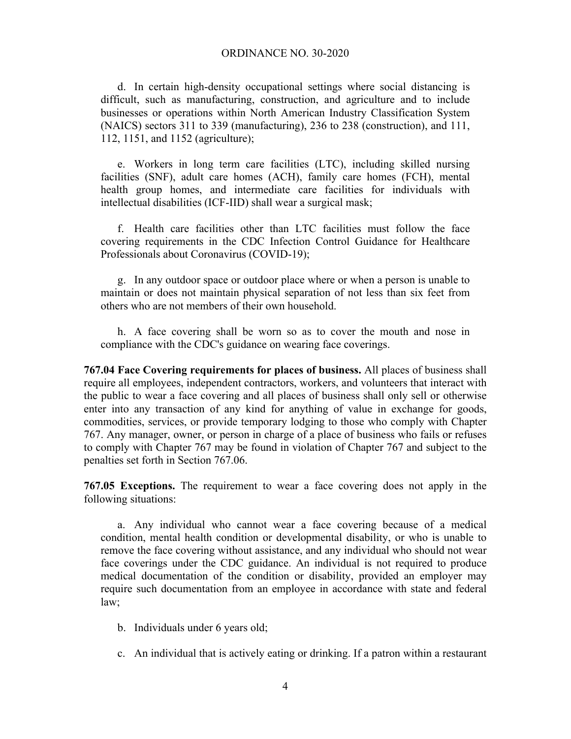d. In certain high-density occupational settings where social distancing is difficult, such as manufacturing, construction, and agriculture and to include businesses or operations within North American Industry Classification System (NAICS) sectors 311 to 339 (manufacturing), 236 to 238 (construction), and 111, 112, 1151, and 1152 (agriculture);

e. Workers in long term care facilities (LTC), including skilled nursing facilities (SNF), adult care homes (ACH), family care homes (FCH), mental health group homes, and intermediate care facilities for individuals with intellectual disabilities (ICF-IID) shall wear a surgical mask;

f. Health care facilities other than LTC facilities must follow the face covering requirements in the CDC Infection Control Guidance for Healthcare Professionals about Coronavirus (COVID-19);

g. In any outdoor space or outdoor place where or when a person is unable to maintain or does not maintain physical separation of not less than six feet from others who are not members of their own household.

h. A face covering shall be worn so as to cover the mouth and nose in compliance with the CDC's guidance on wearing face coverings.

**767.04 Face Covering requirements for places of business.** All places of business shall require all employees, independent contractors, workers, and volunteers that interact with the public to wear a face covering and all places of business shall only sell or otherwise enter into any transaction of any kind for anything of value in exchange for goods, commodities, services, or provide temporary lodging to those who comply with Chapter 767. Any manager, owner, or person in charge of a place of business who fails or refuses to comply with Chapter 767 may be found in violation of Chapter 767 and subject to the penalties set forth in Section 767.06.

**767.05 Exceptions.** The requirement to wear a face covering does not apply in the following situations:

a. Any individual who cannot wear a face covering because of a medical condition, mental health condition or developmental disability, or who is unable to remove the face covering without assistance, and any individual who should not wear face coverings under the CDC guidance. An individual is not required to produce medical documentation of the condition or disability, provided an employer may require such documentation from an employee in accordance with state and federal law;

b. Individuals under 6 years old;

c. An individual that is actively eating or drinking. If a patron within a restaurant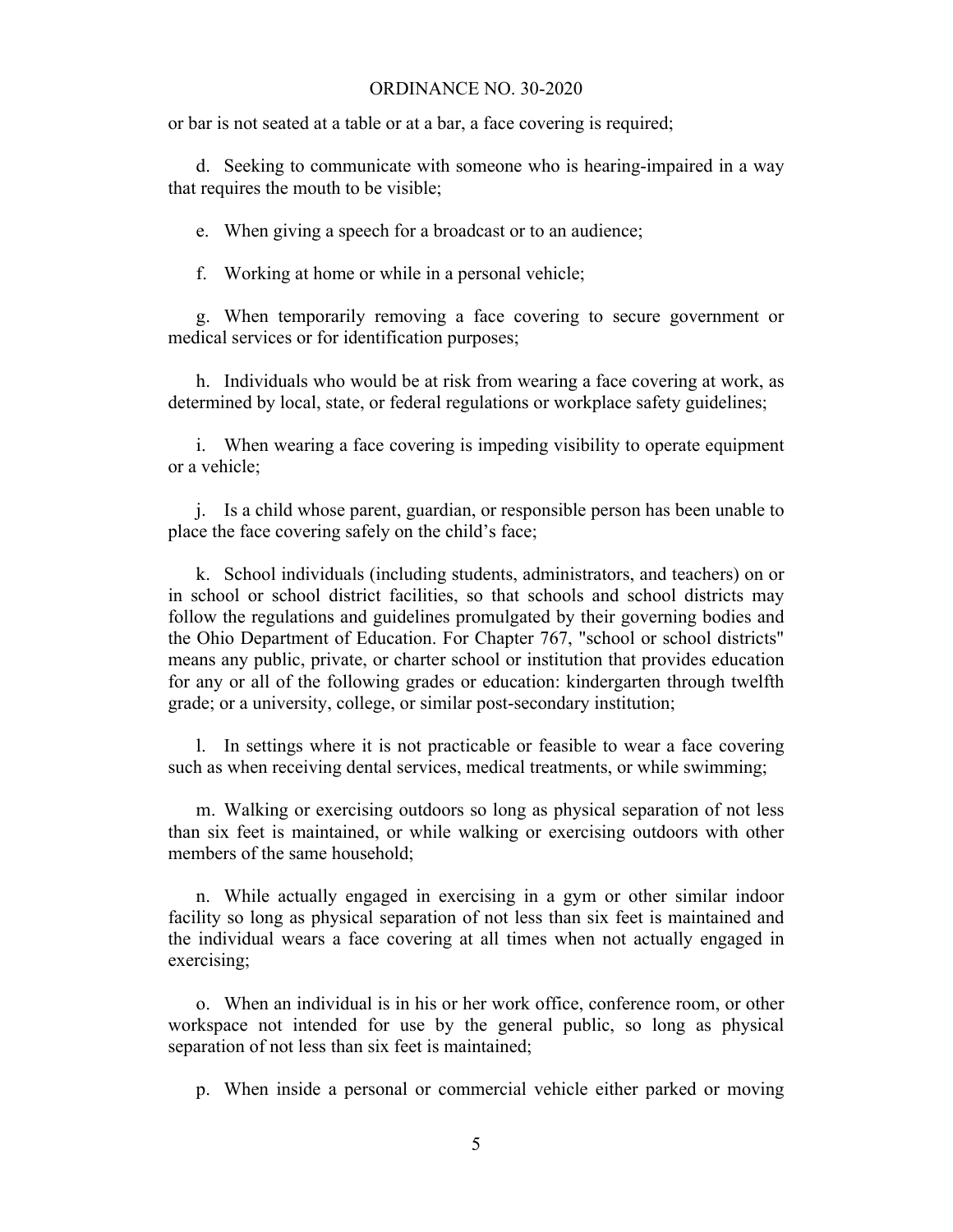or bar is not seated at a table or at a bar, a face covering is required;

d. Seeking to communicate with someone who is hearing-impaired in a way that requires the mouth to be visible;

e. When giving a speech for a broadcast or to an audience;

f. Working at home or while in a personal vehicle;

g. When temporarily removing a face covering to secure government or medical services or for identification purposes;

h. Individuals who would be at risk from wearing a face covering at work, as determined by local, state, or federal regulations or workplace safety guidelines;

i. When wearing a face covering is impeding visibility to operate equipment or a vehicle;

j. Is a child whose parent, guardian, or responsible person has been unable to place the face covering safely on the child's face;

k. School individuals (including students, administrators, and teachers) on or in school or school district facilities, so that schools and school districts may follow the regulations and guidelines promulgated by their governing bodies and the Ohio Department of Education. For Chapter 767, "school or school districts" means any public, private, or charter school or institution that provides education for any or all of the following grades or education: kindergarten through twelfth grade; or a university, college, or similar post-secondary institution;

l. In settings where it is not practicable or feasible to wear a face covering such as when receiving dental services, medical treatments, or while swimming;

m. Walking or exercising outdoors so long as physical separation of not less than six feet is maintained, or while walking or exercising outdoors with other members of the same household;

n. While actually engaged in exercising in a gym or other similar indoor facility so long as physical separation of not less than six feet is maintained and the individual wears a face covering at all times when not actually engaged in exercising;

o. When an individual is in his or her work office, conference room, or other workspace not intended for use by the general public, so long as physical separation of not less than six feet is maintained;

p. When inside a personal or commercial vehicle either parked or moving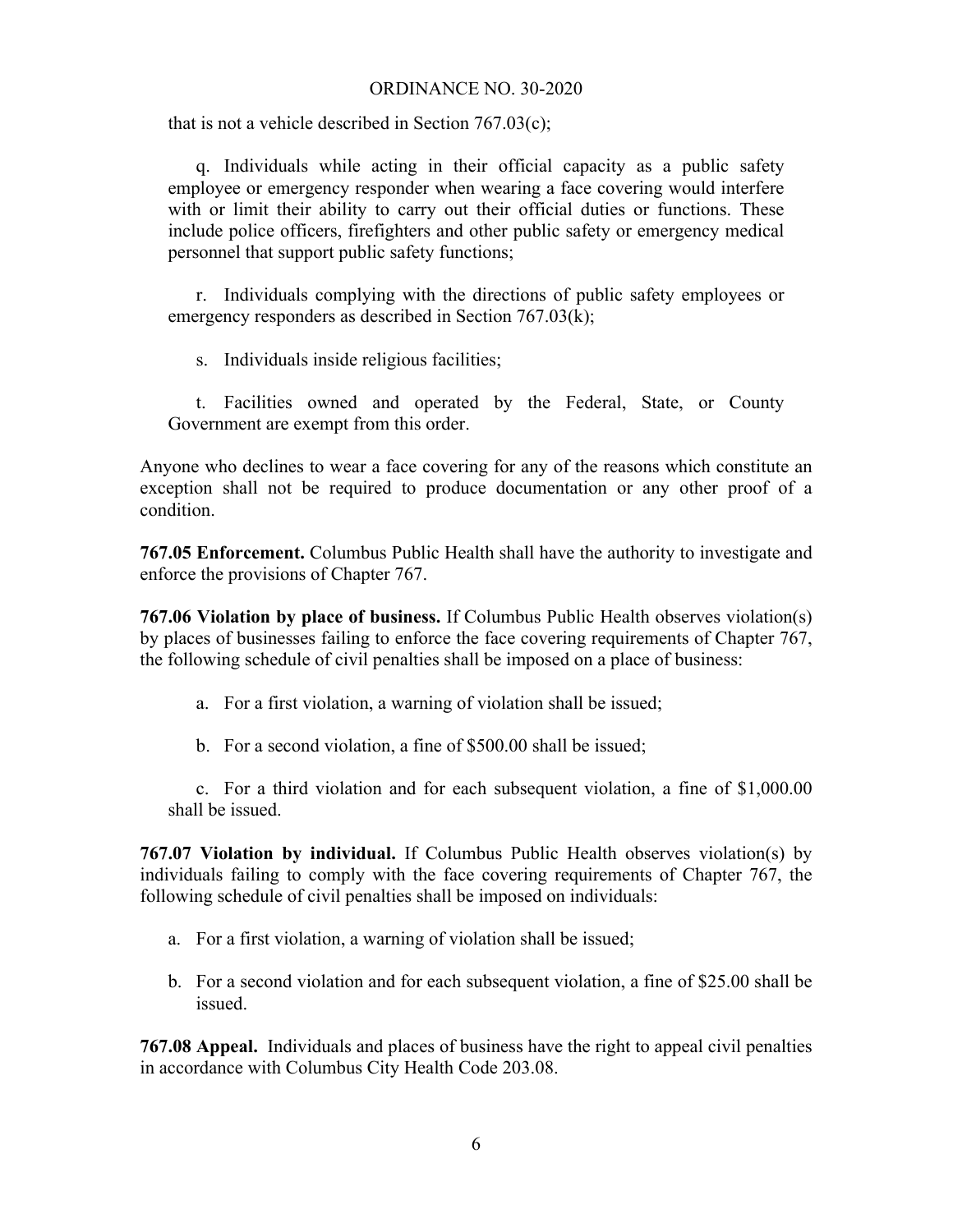that is not a vehicle described in Section 767.03(c);

q. Individuals while acting in their official capacity as a public safety employee or emergency responder when wearing a face covering would interfere with or limit their ability to carry out their official duties or functions. These include police officers, firefighters and other public safety or emergency medical personnel that support public safety functions;

r. Individuals complying with the directions of public safety employees or emergency responders as described in Section 767.03(k);

s. Individuals inside religious facilities;

t. Facilities owned and operated by the Federal, State, or County Government are exempt from this order.

Anyone who declines to wear a face covering for any of the reasons which constitute an exception shall not be required to produce documentation or any other proof of a condition.

**767.05 Enforcement.** Columbus Public Health shall have the authority to investigate and enforce the provisions of Chapter 767.

**767.06 Violation by place of business.** If Columbus Public Health observes violation(s) by places of businesses failing to enforce the face covering requirements of Chapter 767, the following schedule of civil penalties shall be imposed on a place of business:

a. For a first violation, a warning of violation shall be issued;

b. For a second violation, a fine of $500.00 shall be issued;

c. For a third violation and for each subsequent violation, a fine of $1,000.00 shall be issued.

**767.07 Violation by individual.** If Columbus Public Health observes violation(s) by individuals failing to comply with the face covering requirements of Chapter 767, the following schedule of civil penalties shall be imposed on individuals:

a. For a first violation, a warning of violation shall be issued;

b. For a second violation and for each subsequent violation, a fine of $25.00 shall be issued.

**767.08 Appeal.** Individuals and places of business have the right to appeal civil penalties in accordance with Columbus City Health Code 203.08.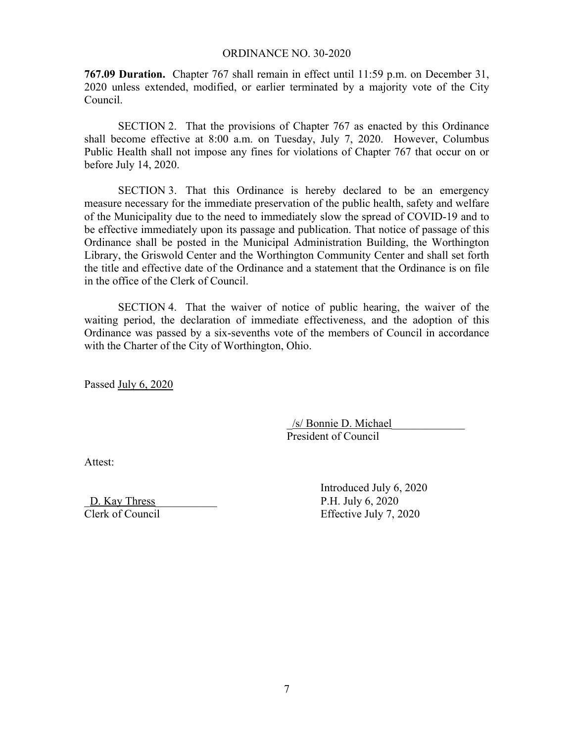ORDINANCE NO. 30-2020

**767.09 Duration.** Chapter 767 shall remain in effect until 11:59 p.m. on December 31, 2020 unless extended, modified, or earlier terminated by a majority vote of the City Council.

SECTION 2. That the provisions of Chapter 767 as enacted by this Ordinance shall become effective at 8:00 a.m. on Tuesday, July 7, 2020. However, Columbus Public Health shall not impose any fines for violations of Chapter 767 that occur on or before July 14, 2020.

SECTION 3. That this Ordinance is hereby declared to be an emergency measure necessary for the immediate preservation of the public health, safety and welfare of the Municipality due to the need to immediately slow the spread of COVID-19 and to be effective immediately upon its passage and publication. That notice of passage of this Ordinance shall be posted in the Municipal Administration Building, the Worthington Library, the Griswold Center and the Worthington Community Center and shall set forth the title and effective date of the Ordinance and a statement that the Ordinance is on file in the office of the Clerk of Council.

SECTION 4. That the waiver of notice of public hearing, the waiver of the waiting period, the declaration of immediate effectiveness, and the adoption of this Ordinance was passed by a six-sevenths vote of the members of Council in accordance with the Charter of the City of Worthington, Ohio.

Passed July 6, 2020

/s/ Bonnie D. Michael
President of Council

Attest:

D. Kay Thress
Clerk of Council

Introduced July 6, 2020
P.H. July 6, 2020
Effective July 7, 2020